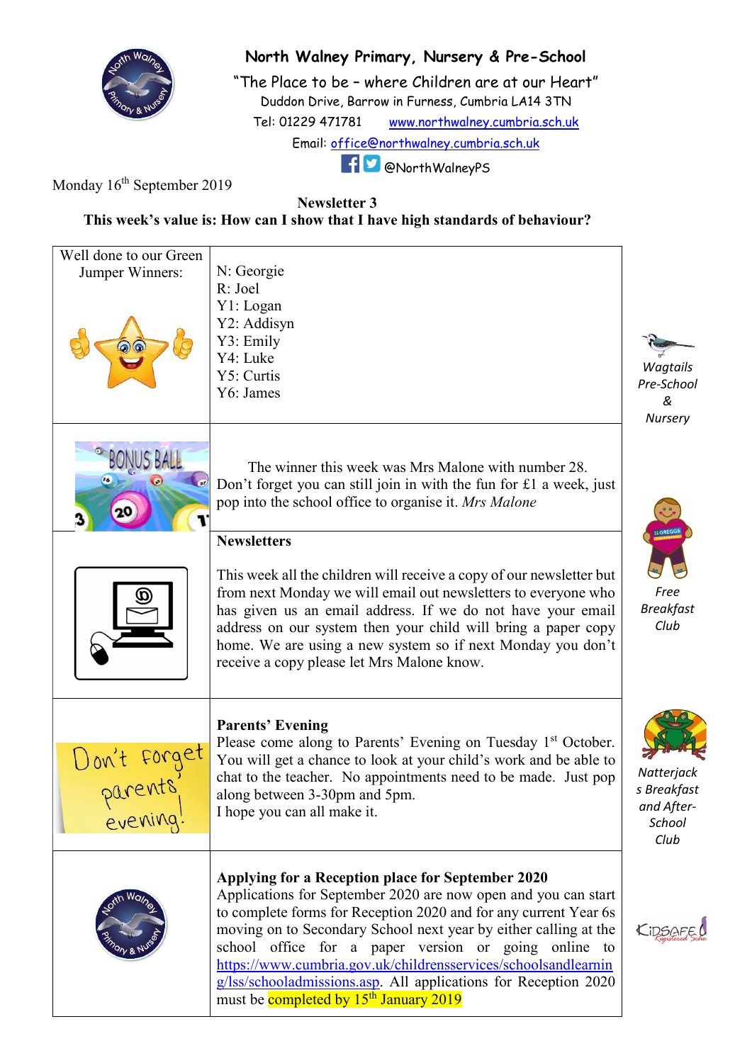# North Walney Primary, Nursery & Pre-School

"The Place to be – where Children are at our Heart"

Duddon Drive, Barrow in Furness, Cumbria LA14 3TN

Tel: 01229 471781 www.northwalney.cumbria.sch.uk

Email: office@northwalney.cumbria.sch.uk

@NorthWalneyPS

Monday 16th September 2019

**Newsletter 3**

**This week's value is: How can I show that I have high standards of behaviour?**

Well done to our Green Jumper Winners:

- N: Georgie
- R: Joel
- Y1: Logan
- Y2: Addisyn
- Y3: Emily
- Y4: Luke
- Y5: Curtis
- Y6: James

The winner this week was Mrs Malone with number 28. Don't forget you can still join in with the fun for £1 a week, just pop into the school office to organise it. *Mrs Malone*

**Newsletters**

This week all the children will receive a copy of our newsletter but from next Monday we will email out newsletters to everyone who has given us an email address. If we do not have your email address on our system then your child will bring a paper copy home. We are using a new system so if next Monday you don't receive a copy please let Mrs Malone know.

**Parents' Evening**

Please come along to Parents' Evening on Tuesday 1st October. You will get a chance to look at your child's work and be able to chat to the teacher. No appointments need to be made. Just pop along between 3-30pm and 5pm.
I hope you can all make it.

**Applying for a Reception place for September 2020**

Applications for September 2020 are now open and you can start to complete forms for Reception 2020 and for any current Year 6s moving on to Secondary School next year by either calling at the school office for a paper version or going online to https://www.cumbria.gov.uk/childrensservices/schoolsandlearning/lss/schooladmissions.asp. All applications for Reception 2020 must be completed by 15th January 2019

*Wagtails Pre-School & Nursery*

*Free Breakfast Club*

*Natterjacks Breakfast and After-School Club*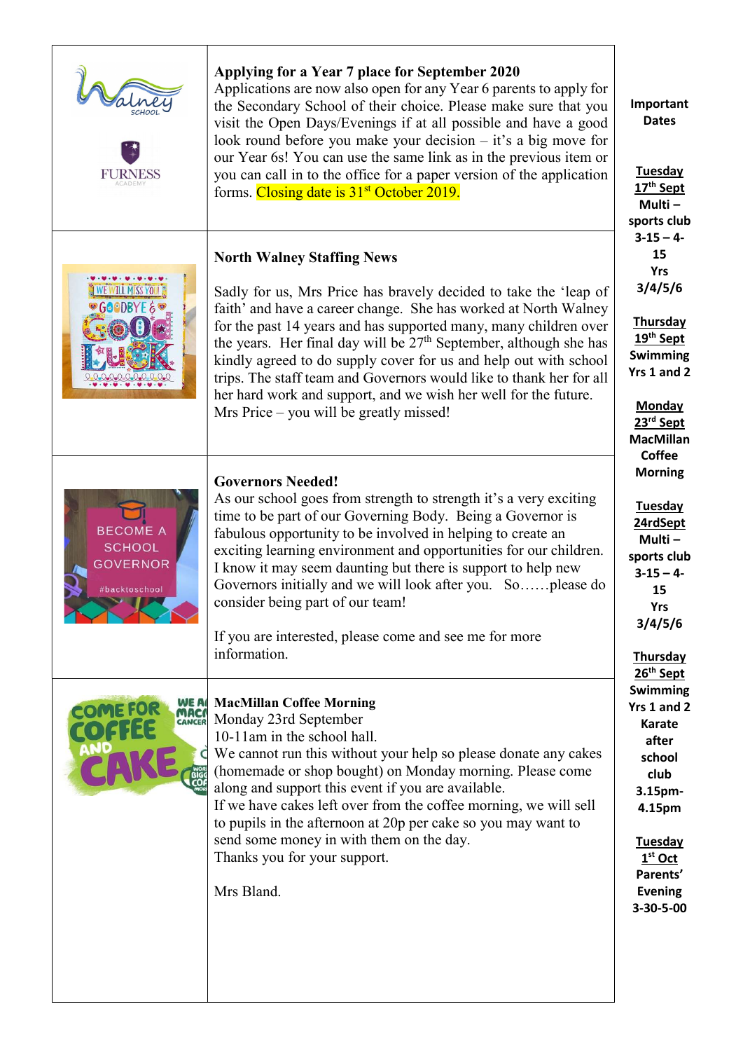### Applying for a Year 7 place for September 2020

Applications are now also open for any Year 6 parents to apply for the Secondary School of their choice. Please make sure that you visit the Open Days/Evenings if at all possible and have a good look round before you make your decision – it's a big move for our Year 6s! You can use the same link as in the previous item or you can call in to the office for a paper version of the application forms. Closing date is 31st October 2019.

### North Walney Staffing News

Sadly for us, Mrs Price has bravely decided to take the 'leap of faith' and have a career change. She has worked at North Walney for the past 14 years and has supported many, many children over the years. Her final day will be 27th September, although she has kindly agreed to do supply cover for us and help out with school trips. The staff team and Governors would like to thank her for all her hard work and support, and we wish her well for the future. Mrs Price – you will be greatly missed!

### Governors Needed!

As our school goes from strength to strength it's a very exciting time to be part of our Governing Body. Being a Governor is fabulous opportunity to be involved in helping to create an exciting learning environment and opportunities for our children. I know it may seem daunting but there is support to help new Governors initially and we will look after you. So……please do consider being part of our team!

If you are interested, please come and see me for more information.

### MacMillan Coffee Morning

Monday 23rd September
10-11am in the school hall.
We cannot run this without your help so please donate any cakes (homemade or shop bought) on Monday morning. Please come along and support this event if you are available.
If we have cakes left over from the coffee morning, we will sell to pupils in the afternoon at 20p per cake so you may want to send some money in with them on the day.
Thanks you for your support.

Mrs Bland.

**Important Dates**

**Tuesday 17th Sept**
**Multi – sports club 3-15 – 4-15 Yrs 3/4/5/6**

**Thursday 19th Sept**
**Swimming Yrs 1 and 2**

**Monday 23rd Sept**
**MacMillan Coffee Morning**

**Tuesday 24rdSept**
**Multi – sports club 3-15 – 4-15 Yrs 3/4/5/6**

**Thursday 26th Sept**
**Swimming Yrs 1 and 2**
**Karate after school club 3.15pm-4.15pm**

**Tuesday 1st Oct**
**Parents' Evening 3-30-5-00**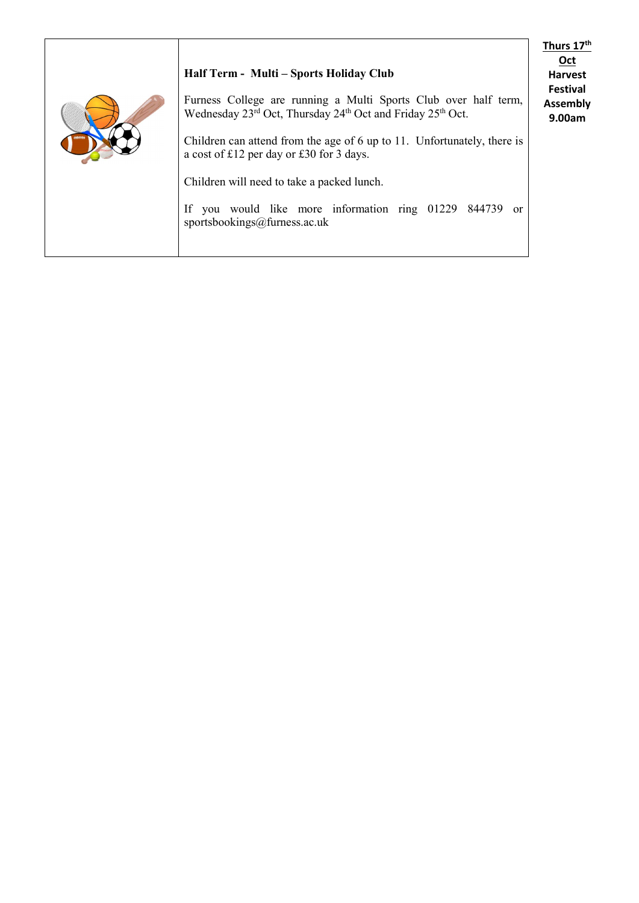**Half Term - Multi – Sports Holiday Club**

Furness College are running a Multi Sports Club over half term, Wednesday 23rd Oct, Thursday 24th Oct and Friday 25th Oct.

Children can attend from the age of 6 up to 11. Unfortunately, there is a cost of £12 per day or £30 for 3 days.

Children will need to take a packed lunch.

If you would like more information ring 01229 844739 or sportsbookings@furness.ac.uk

**Thurs 17th Oct**
**Harvest Festival Assembly 9.00am**